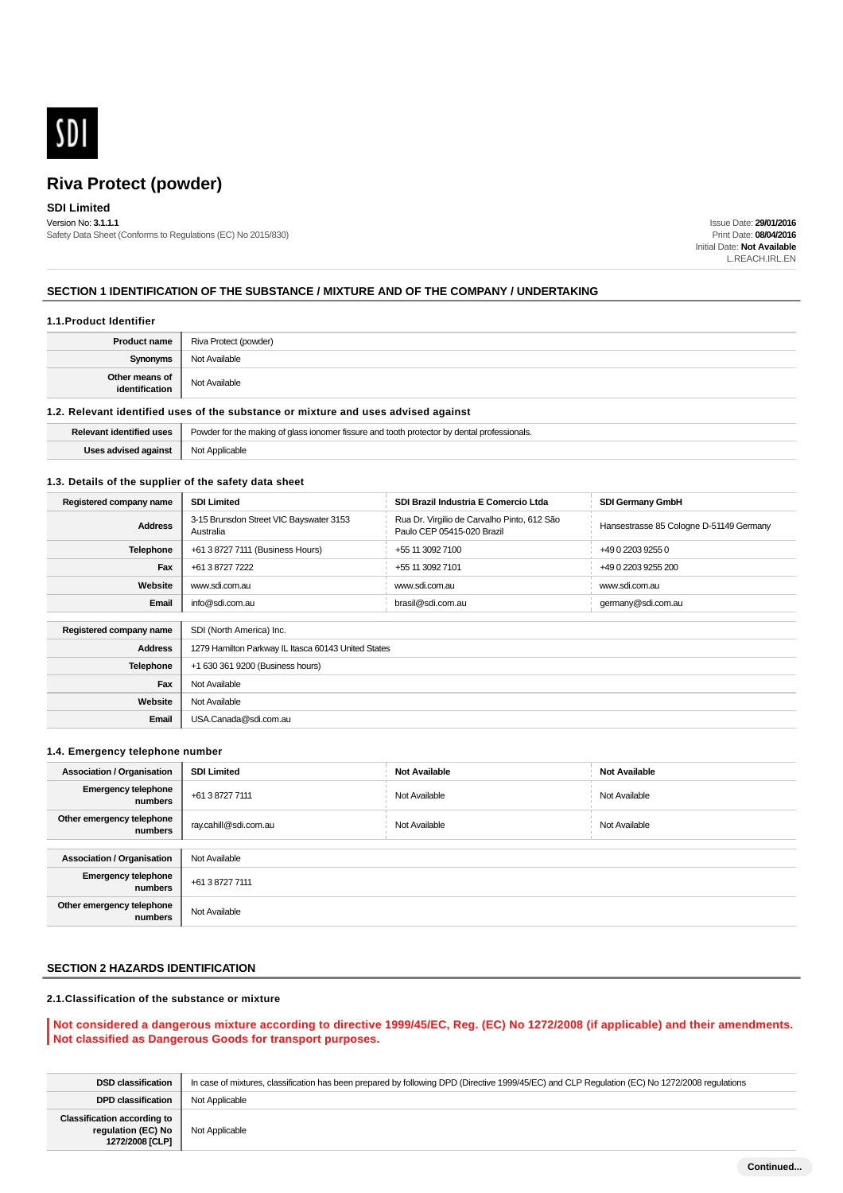SDI

# Riva Protect (powder)

**SDI Limited**

Version No: **3.1.1.1**

Safety Data Sheet (Conforms to Regulations (EC) No 2015/830)

Issue Date: **29/01/2016**
Print Date: **08/04/2016**
Initial Date: **Not Available**
L.REACH.IRL.EN

## SECTION 1 IDENTIFICATION OF THE SUBSTANCE / MIXTURE AND OF THE COMPANY / UNDERTAKING

### 1.1.Product Identifier

| | |
|---|---|
| **Product name** | Riva Protect (powder) |
| **Synonyms** | Not Available |
| **Other means of identification** | Not Available |

### 1.2. Relevant identified uses of the substance or mixture and uses advised against

| | |
|---|---|
| **Relevant identified uses** | Powder for the making of glass ionomer fissure and tooth protector by dental professionals. |
| **Uses advised against** | Not Applicable |

### 1.3. Details of the supplier of the safety data sheet

| **Registered company name** | **SDI Limited** | **SDI Brazil Industria E Comercio Ltda** | **SDI Germany GmbH** |
|---|---|---|---|
| **Address** | 3-15 Brunsdon Street VIC Bayswater 3153 Australia | Rua Dr. Virgilio de Carvalho Pinto, 612 São Paulo CEP 05415-020 Brazil | Hansestrasse 85 Cologne D-51149 Germany |
| **Telephone** | +61 3 8727 7111 (Business Hours) | +55 11 3092 7100 | +49 0 2203 9255 0 |
| **Fax** | +61 3 8727 7222 | +55 11 3092 7101 | +49 0 2203 9255 200 |
| **Website** | www.sdi.com.au | www.sdi.com.au | www.sdi.com.au |
| **Email** | info@sdi.com.au | brasil@sdi.com.au | germany@sdi.com.au |

| | |
|---|---|
| **Registered company name** | SDI (North America) Inc. |
| **Address** | 1279 Hamilton Parkway IL Itasca 60143 United States |
| **Telephone** | +1 630 361 9200 (Business hours) |
| **Fax** | Not Available |
| **Website** | Not Available |
| **Email** | USA.Canada@sdi.com.au |

### 1.4. Emergency telephone number

| **Association / Organisation** | **SDI Limited** | **Not Available** | **Not Available** |
|---|---|---|---|
| **Emergency telephone numbers** | +61 3 8727 7111 | Not Available | Not Available |
| **Other emergency telephone numbers** | ray.cahill@sdi.com.au | Not Available | Not Available |

| | |
|---|---|
| **Association / Organisation** | Not Available |
| **Emergency telephone numbers** | +61 3 8727 7111 |
| **Other emergency telephone numbers** | Not Available |

## SECTION 2 HAZARDS IDENTIFICATION

### 2.1.Classification of the substance or mixture

**Not considered a dangerous mixture according to directive 1999/45/EC, Reg. (EC) No 1272/2008 (if applicable) and their amendments. Not classified as Dangerous Goods for transport purposes.**

| | |
|---|---|
| **DSD classification** | In case of mixtures, classification has been prepared by following DPD (Directive 1999/45/EC) and CLP Regulation (EC) No 1272/2008 regulations |
| **DPD classification** | Not Applicable |
| **Classification according to regulation (EC) No 1272/2008 [CLP]** | Not Applicable |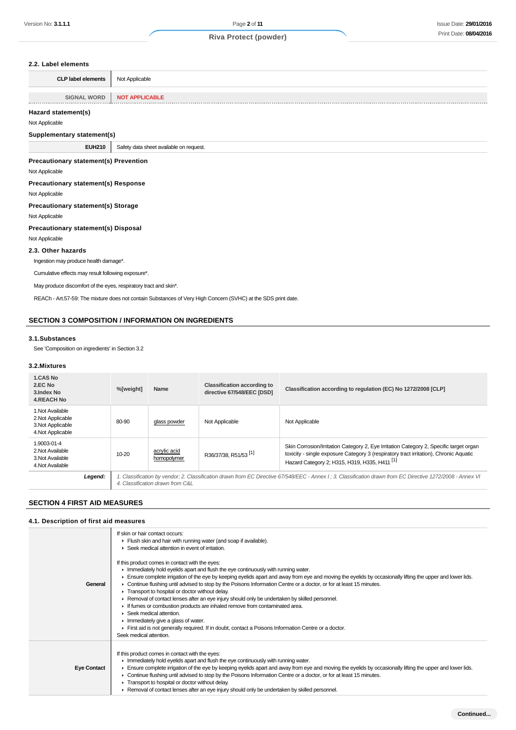### 2.2. Label elements

| CLP label elements | Not Applicable |
|---|---|
| SIGNAL WORD | NOT APPLICABLE |

### Hazard statement(s)

Not Applicable

### Supplementary statement(s)

| EUH210 | Safety data sheet available on request. |
|---|---|

### Precautionary statement(s) Prevention

Not Applicable

### Precautionary statement(s) Response

Not Applicable

### Precautionary statement(s) Storage

Not Applicable

### Precautionary statement(s) Disposal

Not Applicable

### 2.3. Other hazards

Ingestion may produce health damage*.

Cumulative effects may result following exposure*.

May produce discomfort of the eyes, respiratory tract and skin*.

REACh - Art.57-59: The mixture does not contain Substances of Very High Concern (SVHC) at the SDS print date.

## SECTION 3 COMPOSITION / INFORMATION ON INGREDIENTS

### 3.1.Substances

See 'Composition on ingredients' in Section 3.2

### 3.2.Mixtures

| 1.CAS No<br>2.EC No<br>3.Index No<br>4.REACH No | %[weight] | Name | Classification according to directive 67/548/EEC [DSD] | Classification according to regulation (EC) No 1272/2008 [CLP] |
|---|---|---|---|---|
| 1.Not Available<br>2.Not Applicable<br>3.Not Applicable<br>4.Not Applicable | 80-90 | glass powder | Not Applicable | Not Applicable |
| 1.9003-01-4<br>2.Not Available<br>3.Not Available<br>4.Not Available | 10-20 | acrylic acid homopolymer | R36/37/38, R51/53 [1] | Skin Corrosion/Irritation Category 2, Eye Irritation Category 2, Specific target organ toxicity - single exposure Category 3 (respiratory tract irritation), Chronic Aquatic Hazard Category 2; H315, H319, H335, H411 [1] |
| **Legend:** | *1. Classification by vendor; 2. Classification drawn from EC Directive 67/548/EEC - Annex I ; 3. Classification drawn from EC Directive 1272/2008 - Annex VI 4. Classification drawn from C&L* | | | |

## SECTION 4 FIRST AID MEASURES

### 4.1. Description of first aid measures

| | |
|---|---|
| **General** | If skin or hair contact occurs:<br>▸ Flush skin and hair with running water (and soap if available).<br>▸ Seek medical attention in event of irritation.<br><br>If this product comes in contact with the eyes:<br>▸ Immediately hold eyelids apart and flush the eye continuously with running water.<br>▸ Ensure complete irrigation of the eye by keeping eyelids apart and away from eye and moving the eyelids by occasionally lifting the upper and lower lids.<br>▸ Continue flushing until advised to stop by the Poisons Information Centre or a doctor, or for at least 15 minutes.<br>▸ Transport to hospital or doctor without delay.<br>▸ Removal of contact lenses after an eye injury should only be undertaken by skilled personnel.<br>▸ If fumes or combustion products are inhaled remove from contaminated area.<br>▸ Seek medical attention.<br>▸ Immediately give a glass of water.<br>▸ First aid is not generally required. If in doubt, contact a Poisons Information Centre or a doctor.<br>Seek medical attention. |
| **Eye Contact** | If this product comes in contact with the eyes:<br>▸ Immediately hold eyelids apart and flush the eye continuously with running water.<br>▸ Ensure complete irrigation of the eye by keeping eyelids apart and away from eye and moving the eyelids by occasionally lifting the upper and lower lids.<br>▸ Continue flushing until advised to stop by the Poisons Information Centre or a doctor, or for at least 15 minutes.<br>▸ Transport to hospital or doctor without delay.<br>▸ Removal of contact lenses after an eye injury should only be undertaken by skilled personnel. |

Continued...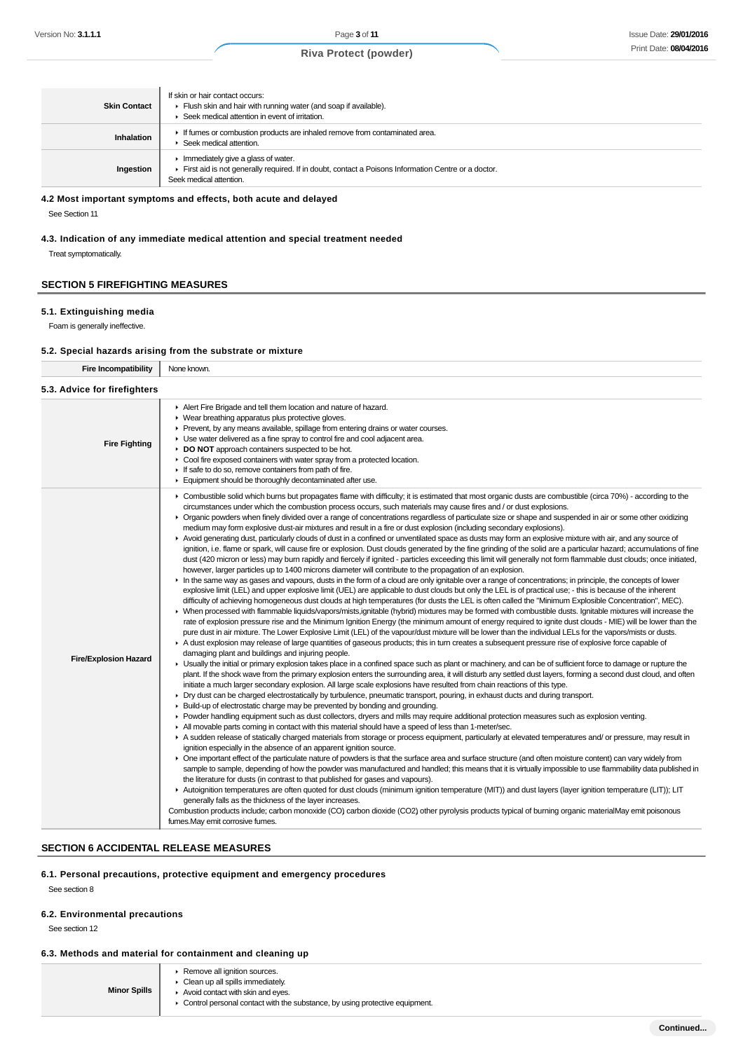| | |
|---|---|
| **Skin Contact** | If skin or hair contact occurs:<br>▸ Flush skin and hair with running water (and soap if available).<br>▸ Seek medical attention in event of irritation. |
| **Inhalation** | ▸ If fumes or combustion products are inhaled remove from contaminated area.<br>▸ Seek medical attention. |
| **Ingestion** | ▸ Immediately give a glass of water.<br>▸ First aid is not generally required. If in doubt, contact a Poisons Information Centre or a doctor.<br>Seek medical attention. |

### 4.2 Most important symptoms and effects, both acute and delayed

See Section 11

### 4.3. Indication of any immediate medical attention and special treatment needed

Treat symptomatically.

## SECTION 5 FIREFIGHTING MEASURES

### 5.1. Extinguishing media

Foam is generally ineffective.

### 5.2. Special hazards arising from the substrate or mixture

| | |
|---|---|
| **Fire Incompatibility** | None known. |

### 5.3. Advice for firefighters

| | |
|---|---|
| **Fire Fighting** | ▸ Alert Fire Brigade and tell them location and nature of hazard.<br>▸ Wear breathing apparatus plus protective gloves.<br>▸ Prevent, by any means available, spillage from entering drains or water courses.<br>▸ Use water delivered as a fine spray to control fire and cool adjacent area.<br>▸ **DO NOT** approach containers suspected to be hot.<br>▸ Cool fire exposed containers with water spray from a protected location.<br>▸ If safe to do so, remove containers from path of fire.<br>▸ Equipment should be thoroughly decontaminated after use. |
| **Fire/Explosion Hazard** | ▸ Combustible solid which burns but propagates flame with difficulty; it is estimated that most organic dusts are combustible (circa 70%) - according to the circumstances under which the combustion process occurs, such materials may cause fires and / or dust explosions.<br>▸ Organic powders when finely divided over a range of concentrations regardless of particulate size or shape and suspended in air or some other oxidizing medium may form explosive dust-air mixtures and result in a fire or dust explosion (including secondary explosions).<br>▸ Avoid generating dust, particularly clouds of dust in a confined or unventilated space as dusts may form an explosive mixture with air, and any source of ignition, i.e. flame or spark, will cause fire or explosion. Dust clouds generated by the fine grinding of the solid are a particular hazard; accumulations of fine dust (420 micron or less) may burn rapidly and fiercely if ignited - particles exceeding this limit will generally not form flammable dust clouds; once initiated, however, larger particles up to 1400 microns diameter will contribute to the propagation of an explosion.<br>▸ In the same way as gases and vapours, dusts in the form of a cloud are only ignitable over a range of concentrations; in principle, the concepts of lower explosive limit (LEL) and upper explosive limit (UEL) are applicable to dust clouds but only the LEL is of practical use; - this is because of the inherent difficulty of achieving homogeneous dust clouds at high temperatures (for dusts the LEL is often called the "Minimum Explosible Concentration", MEC).<br>▸ When processed with flammable liquids/vapors/mists,ignitable (hybrid) mixtures may be formed with combustible dusts. Ignitable mixtures will increase the rate of explosion pressure rise and the Minimum Ignition Energy (the minimum amount of energy required to ignite dust clouds - MIE) will be lower than the pure dust in air mixture. The Lower Explosive Limit (LEL) of the vapour/dust mixture will be lower than the individual LELs for the vapors/mists or dusts.<br>▸ A dust explosion may release of large quantities of gaseous products; this in turn creates a subsequent pressure rise of explosive force capable of damaging plant and buildings and injuring people.<br>▸ Usually the initial or primary explosion takes place in a confined space such as plant or machinery, and can be of sufficient force to damage or rupture the plant. If the shock wave from the primary explosion enters the surrounding area, it will disturb any settled dust layers, forming a second dust cloud, and often initiate a much larger secondary explosion. All large scale explosions have resulted from chain reactions of this type.<br>▸ Dry dust can be charged electrostatically by turbulence, pneumatic transport, pouring, in exhaust ducts and during transport.<br>▸ Build-up of electrostatic charge may be prevented by bonding and grounding.<br>▸ Powder handling equipment such as dust collectors, dryers and mills may require additional protection measures such as explosion venting.<br>▸ All movable parts coming in contact with this material should have a speed of less than 1-meter/sec.<br>▸ A sudden release of statically charged materials from storage or process equipment, particularly at elevated temperatures and/ or pressure, may result in ignition especially in the absence of an apparent ignition source.<br>▸ One important effect of the particulate nature of powders is that the surface area and surface structure (and often moisture content) can vary widely from sample to sample, depending of how the powder was manufactured and handled; this means that it is virtually impossible to use flammability data published in the literature for dusts (in contrast to that published for gases and vapours).<br>▸ Autoignition temperatures are often quoted for dust clouds (minimum ignition temperature (MIT)) and dust layers (layer ignition temperature (LIT)); LIT generally falls as the thickness of the layer increases.<br>Combustion products include; carbon monoxide (CO) carbon dioxide ($CO_2$) other pyrolysis products typical of burning organic materialMay emit poisonous fumes.May emit corrosive fumes. |

## SECTION 6 ACCIDENTAL RELEASE MEASURES

### 6.1. Personal precautions, protective equipment and emergency procedures

See section 8

### 6.2. Environmental precautions

See section 12

### 6.3. Methods and material for containment and cleaning up

| | |
|---|---|
| **Minor Spills** | ▸ Remove all ignition sources.<br>▸ Clean up all spills immediately.<br>▸ Avoid contact with skin and eyes.<br>▸ Control personal contact with the substance, by using protective equipment. |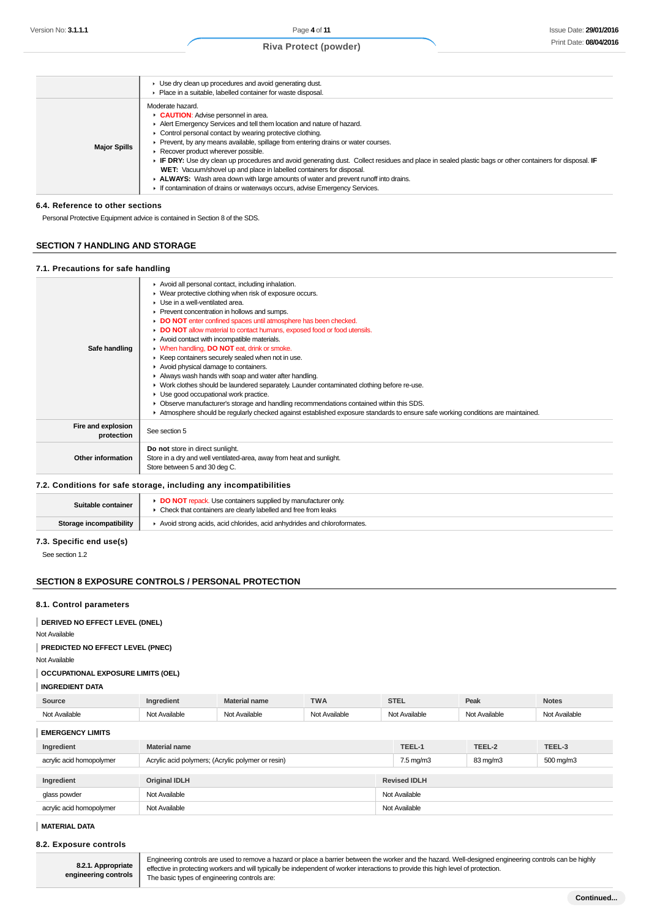|  |  |
|---|---|
|  | Use dry clean up procedures and avoid generating dust.<br>Place in a suitable, labelled container for waste disposal. |
| **Major Spills** | Moderate hazard.<br>**CAUTION**: Advise personnel in area.<br>Alert Emergency Services and tell them location and nature of hazard.<br>Control personal contact by wearing protective clothing.<br>Prevent, by any means available, spillage from entering drains or water courses.<br>Recover product wherever possible.<br>**IF DRY:** Use dry clean up procedures and avoid generating dust. Collect residues and place in sealed plastic bags or other containers for disposal. **IF WET:** Vacuum/shovel up and place in labelled containers for disposal.<br>**ALWAYS:** Wash area down with large amounts of water and prevent runoff into drains.<br>If contamination of drains or waterways occurs, advise Emergency Services. |

### 6.4. Reference to other sections

Personal Protective Equipment advice is contained in Section 8 of the SDS.

## SECTION 7 HANDLING AND STORAGE

### 7.1. Precautions for safe handling

|  |  |
|---|---|
| **Safe handling** | Avoid all personal contact, including inhalation.<br>Wear protective clothing when risk of exposure occurs.<br>Use in a well-ventilated area.<br>Prevent concentration in hollows and sumps.<br>**DO NOT** enter confined spaces until atmosphere has been checked.<br>**DO NOT** allow material to contact humans, exposed food or food utensils.<br>Avoid contact with incompatible materials.<br>When handling, **DO NOT** eat, drink or smoke.<br>Keep containers securely sealed when not in use.<br>Avoid physical damage to containers.<br>Always wash hands with soap and water after handling.<br>Work clothes should be laundered separately. Launder contaminated clothing before re-use.<br>Use good occupational work practice.<br>Observe manufacturer's storage and handling recommendations contained within this SDS.<br>Atmosphere should be regularly checked against established exposure standards to ensure safe working conditions are maintained. |
| **Fire and explosion protection** | See section 5 |
| **Other information** | **Do not** store in direct sunlight.<br>Store in a dry and well ventilated-area, away from heat and sunlight.<br>Store between 5 and 30 deg C. |

### 7.2. Conditions for safe storage, including any incompatibilities

|  |  |
|---|---|
| **Suitable container** | **DO NOT** repack. Use containers supplied by manufacturer only.<br>Check that containers are clearly labelled and free from leaks |
| **Storage incompatibility** | Avoid strong acids, acid chlorides, acid anhydrides and chloroformates. |

### 7.3. Specific end use(s)

See section 1.2

## SECTION 8 EXPOSURE CONTROLS / PERSONAL PROTECTION

### 8.1. Control parameters

**DERIVED NO EFFECT LEVEL (DNEL)**

Not Available

**PREDICTED NO EFFECT LEVEL (PNEC)**

Not Available

**OCCUPATIONAL EXPOSURE LIMITS (OEL)**

**INGREDIENT DATA**

| Source | Ingredient | Material name | TWA | STEL | Peak | Notes |
|---|---|---|---|---|---|---|
| Not Available | Not Available | Not Available | Not Available | Not Available | Not Available | Not Available |

**EMERGENCY LIMITS**

| Ingredient | Material name | TEEL-1 | TEEL-2 | TEEL-3 |
|---|---|---|---|---|
| acrylic acid homopolymer | Acrylic acid polymers; (Acrylic polymer or resin) | 7.5 mg/m3 | 83 mg/m3 | 500 mg/m3 |

| Ingredient | Original IDLH | Revised IDLH |
|---|---|---|
| glass powder | Not Available | Not Available |
| acrylic acid homopolymer | Not Available | Not Available |

**MATERIAL DATA**

### 8.2. Exposure controls

|  |  |
|---|---|
| **8.2.1. Appropriate engineering controls** | Engineering controls are used to remove a hazard or place a barrier between the worker and the hazard. Well-designed engineering controls can be highly effective in protecting workers and will typically be independent of worker interactions to provide this high level of protection.<br>The basic types of engineering controls are: |

Continued...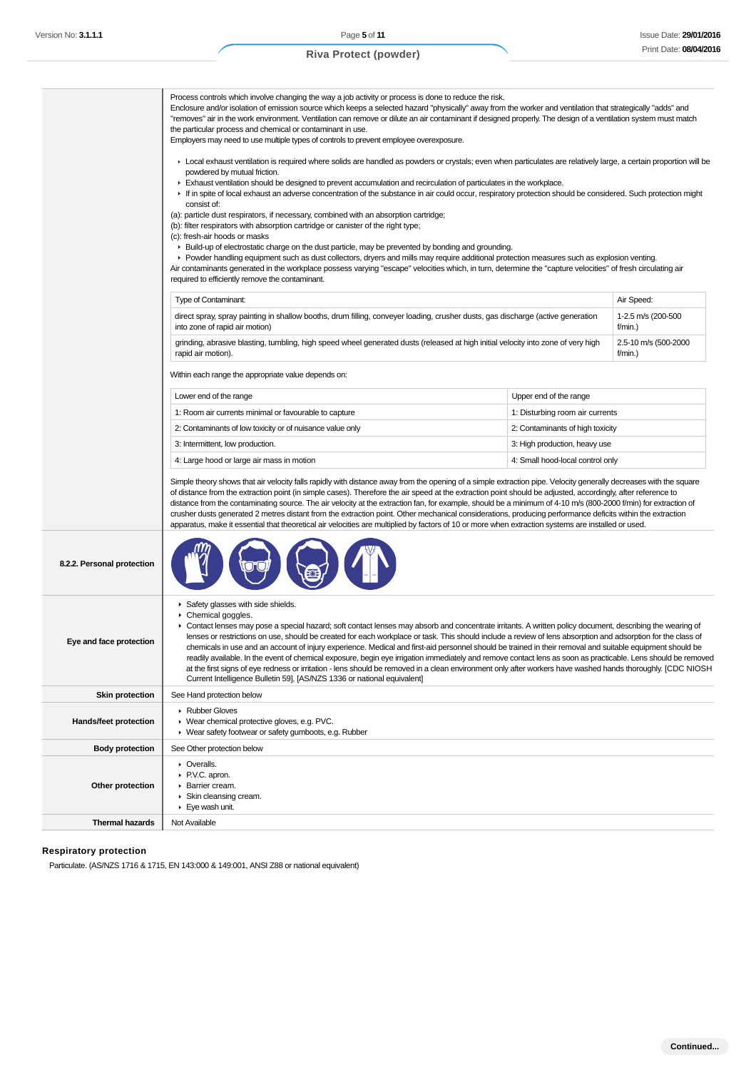| | |
|---|---|
| | Process controls which involve changing the way a job activity or process is done to reduce the risk.<br>Enclosure and/or isolation of emission source which keeps a selected hazard "physically" away from the worker and ventilation that strategically "adds" and "removes" air in the work environment. Ventilation can remove or dilute an air contaminant if designed properly. The design of a ventilation system must match the particular process and chemical or contaminant in use.<br>Employers may need to use multiple types of controls to prevent employee overexposure.<br><br>▸ Local exhaust ventilation is required where solids are handled as powders or crystals; even when particulates are relatively large, a certain proportion will be powdered by mutual friction.<br>▸ Exhaust ventilation should be designed to prevent accumulation and recirculation of particulates in the workplace.<br>▸ If in spite of local exhaust an adverse concentration of the substance in air could occur, respiratory protection should be considered. Such protection might consist of:<br>(a): particle dust respirators, if necessary, combined with an absorption cartridge;<br>(b): filter respirators with absorption cartridge or canister of the right type;<br>(c): fresh-air hoods or masks<br>▸ Build-up of electrostatic charge on the dust particle, may be prevented by bonding and grounding.<br>▸ Powder handling equipment such as dust collectors, dryers and mills may require additional protection measures such as explosion venting.<br>Air contaminants generated in the workplace possess varying "escape" velocities which, in turn, determine the "capture velocities" of fresh circulating air required to efficiently remove the contaminant. |

| Type of Contaminant: | Air Speed: |
|---|---|
| direct spray, spray painting in shallow booths, drum filling, conveyer loading, crusher dusts, gas discharge (active generation into zone of rapid air motion) | 1-2.5 m/s (200-500 f/min.) |
| grinding, abrasive blasting, tumbling, high speed wheel generated dusts (released at high initial velocity into zone of very high rapid air motion). | 2.5-10 m/s (500-2000 f/min.) |

Within each range the appropriate value depends on:

| Lower end of the range | Upper end of the range |
|---|---|
| 1: Room air currents minimal or favourable to capture | 1: Disturbing room air currents |
| 2: Contaminants of low toxicity or of nuisance value only | 2: Contaminants of high toxicity |
| 3: Intermittent, low production. | 3: High production, heavy use |
| 4: Large hood or large air mass in motion | 4: Small hood-local control only |

Simple theory shows that air velocity falls rapidly with distance away from the opening of a simple extraction pipe. Velocity generally decreases with the square of distance from the extraction point (in simple cases). Therefore the air speed at the extraction point should be adjusted, accordingly, after reference to distance from the contaminating source. The air velocity at the extraction fan, for example, should be a minimum of 4-10 m/s (800-2000 f/min) for extraction of crusher dusts generated 2 metres distant from the extraction point. Other mechanical considerations, producing performance deficits within the extraction apparatus, make it essential that theoretical air velocities are multiplied by factors of 10 or more when extraction systems are installed or used.

| | |
|---|---|
| **8.2.2. Personal protection** | |
| **Eye and face protection** | ▸ Safety glasses with side shields.<br>▸ Chemical goggles.<br>▸ Contact lenses may pose a special hazard; soft contact lenses may absorb and concentrate irritants. A written policy document, describing the wearing of lenses or restrictions on use, should be created for each workplace or task. This should include a review of lens absorption and adsorption for the class of chemicals in use and an account of injury experience. Medical and first-aid personnel should be trained in their removal and suitable equipment should be readily available. In the event of chemical exposure, begin eye irrigation immediately and remove contact lens as soon as practicable. Lens should be removed at the first signs of eye redness or irritation - lens should be removed in a clean environment only after workers have washed hands thoroughly. [CDC NIOSH Current Intelligence Bulletin 59], [AS/NZS 1336 or national equivalent] |
| **Skin protection** | See Hand protection below |
| **Hands/feet protection** | ▸ Rubber Gloves<br>▸ Wear chemical protective gloves, e.g. PVC.<br>▸ Wear safety footwear or safety gumboots, e.g. Rubber |
| **Body protection** | See Other protection below |
| **Other protection** | ▸ Overalls.<br>▸ P.V.C. apron.<br>▸ Barrier cream.<br>▸ Skin cleansing cream.<br>▸ Eye wash unit. |
| **Thermal hazards** | Not Available |

### Respiratory protection

Particulate. (AS/NZS 1716 & 1715, EN 143:000 & 149:001, ANSI Z88 or national equivalent)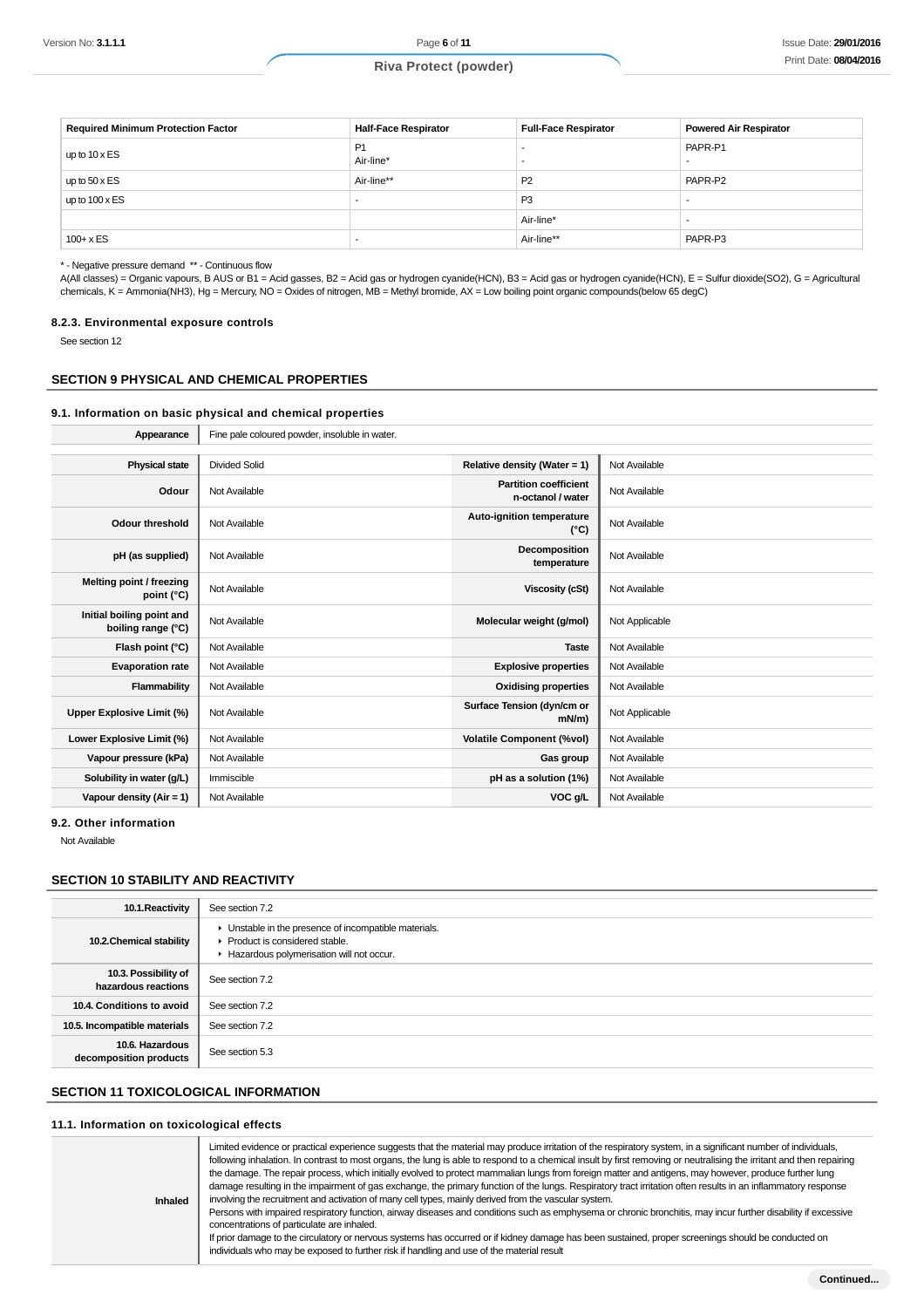| Required Minimum Protection Factor | Half-Face Respirator | Full-Face Respirator | Powered Air Respirator |
|---|---|---|---|
| up to 10 x ES | P1<br>Air-line* | -<br>- | PAPR-P1<br>- |
| up to 50 x ES | Air-line** | P2 | PAPR-P2 |
| up to 100 x ES | - | P3 | - |
| | | Air-line* | - |
| 100+ x ES | - | Air-line** | PAPR-P3 |

* - Negative pressure demand ** - Continuous flow

A(All classes) = Organic vapours, B AUS or B1 = Acid gasses, B2 = Acid gas or hydrogen cyanide(HCN), B3 = Acid gas or hydrogen cyanide(HCN), E = Sulfur dioxide($SO_2$), G = Agricultural chemicals, K = Ammonia($NH_3$), Hg = Mercury, NO = Oxides of nitrogen, MB = Methyl bromide, AX = Low boiling point organic compounds(below 65 degC)

### 8.2.3. Environmental exposure controls

See section 12

## SECTION 9 PHYSICAL AND CHEMICAL PROPERTIES

### 9.1. Information on basic physical and chemical properties

| **Appearance** | Fine pale coloured powder, insoluble in water. | | |
|---|---|---|---|
| **Physical state** | Divided Solid | **Relative density (Water = 1)** | Not Available |
| **Odour** | Not Available | **Partition coefficient n-octanol / water** | Not Available |
| **Odour threshold** | Not Available | **Auto-ignition temperature (°C)** | Not Available |
| **pH (as supplied)** | Not Available | **Decomposition temperature** | Not Available |
| **Melting point / freezing point (°C)** | Not Available | **Viscosity (cSt)** | Not Available |
| **Initial boiling point and boiling range (°C)** | Not Available | **Molecular weight (g/mol)** | Not Applicable |
| **Flash point (°C)** | Not Available | **Taste** | Not Available |
| **Evaporation rate** | Not Available | **Explosive properties** | Not Available |
| **Flammability** | Not Available | **Oxidising properties** | Not Available |
| **Upper Explosive Limit (%)** | Not Available | **Surface Tension (dyn/cm or mN/m)** | Not Applicable |
| **Lower Explosive Limit (%)** | Not Available | **Volatile Component (%vol)** | Not Available |
| **Vapour pressure (kPa)** | Not Available | **Gas group** | Not Available |
| **Solubility in water (g/L)** | Immiscible | **pH as a solution (1%)** | Not Available |
| **Vapour density (Air = 1)** | Not Available | **VOC g/L** | Not Available |

### 9.2. Other information

Not Available

## SECTION 10 STABILITY AND REACTIVITY

| | |
|---|---|
| **10.1.Reactivity** | See section 7.2 |
| **10.2.Chemical stability** | ▸ Unstable in the presence of incompatible materials.<br>▸ Product is considered stable.<br>▸ Hazardous polymerisation will not occur. |
| **10.3. Possibility of hazardous reactions** | See section 7.2 |
| **10.4. Conditions to avoid** | See section 7.2 |
| **10.5. Incompatible materials** | See section 7.2 |
| **10.6. Hazardous decomposition products** | See section 5.3 |

## SECTION 11 TOXICOLOGICAL INFORMATION

### 11.1. Information on toxicological effects

| | |
|---|---|
| **Inhaled** | Limited evidence or practical experience suggests that the material may produce irritation of the respiratory system, in a significant number of individuals, following inhalation. In contrast to most organs, the lung is able to respond to a chemical insult by first removing or neutralising the irritant and then repairing the damage. The repair process, which initially evolved to protect mammalian lungs from foreign matter and antigens, may however, produce further lung damage resulting in the impairment of gas exchange, the primary function of the lungs. Respiratory tract irritation often results in an inflammatory response involving the recruitment and activation of many cell types, mainly derived from the vascular system.<br>Persons with impaired respiratory function, airway diseases and conditions such as emphysema or chronic bronchitis, may incur further disability if excessive concentrations of particulate are inhaled.<br>If prior damage to the circulatory or nervous systems has occurred or if kidney damage has been sustained, proper screenings should be conducted on individuals who may be exposed to further risk if handling and use of the material result |

Continued...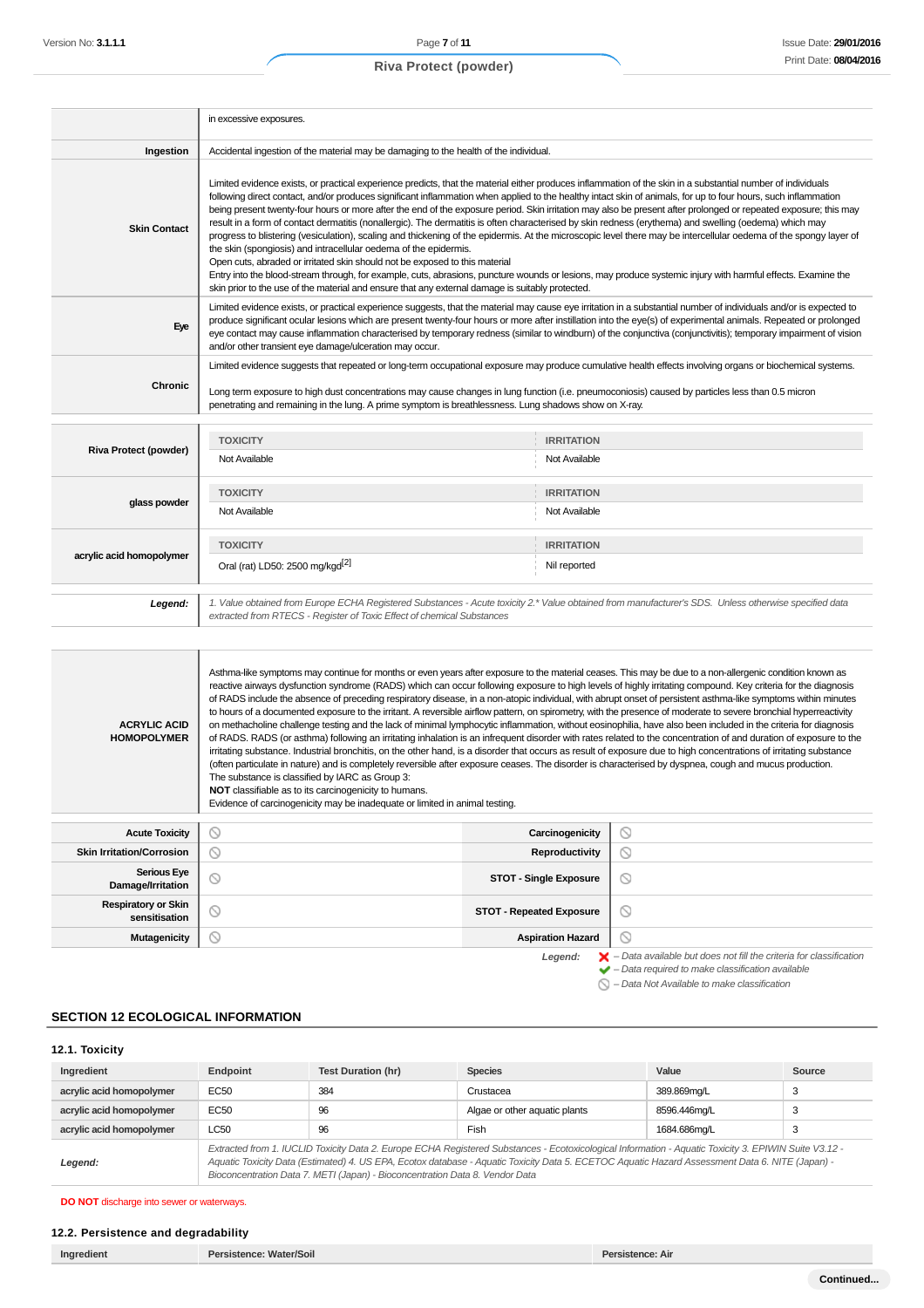| | |
|---|---|
| | in excessive exposures. |
| **Ingestion** | Accidental ingestion of the material may be damaging to the health of the individual. |
| **Skin Contact** | Limited evidence exists, or practical experience predicts, that the material either produces inflammation of the skin in a substantial number of individuals following direct contact, and/or produces significant inflammation when applied to the healthy intact skin of animals, for up to four hours, such inflammation being present twenty-four hours or more after the end of the exposure period. Skin irritation may also be present after prolonged or repeated exposure; this may result in a form of contact dermatitis (nonallergic). The dermatitis is often characterised by skin redness (erythema) and swelling (oedema) which may progress to blistering (vesiculation), scaling and thickening of the epidermis. At the microscopic level there may be intercellular oedema of the spongy layer of the skin (spongiosis) and intracellular oedema of the epidermis.<br>Open cuts, abraded or irritated skin should not be exposed to this material<br>Entry into the blood-stream through, for example, cuts, abrasions, puncture wounds or lesions, may produce systemic injury with harmful effects. Examine the skin prior to the use of the material and ensure that any external damage is suitably protected. |
| **Eye** | Limited evidence exists, or practical experience suggests, that the material may cause eye irritation in a substantial number of individuals and/or is expected to produce significant ocular lesions which are present twenty-four hours or more after instillation into the eye(s) of experimental animals. Repeated or prolonged eye contact may cause inflammation characterised by temporary redness (similar to windburn) of the conjunctiva (conjunctivitis); temporary impairment of vision and/or other transient eye damage/ulceration may occur. |
| **Chronic** | Limited evidence suggests that repeated or long-term occupational exposure may produce cumulative health effects involving organs or biochemical systems.<br><br>Long term exposure to high dust concentrations may cause changes in lung function (i.e. pneumoconiosis) caused by particles less than 0.5 micron penetrating and remaining in the lung. A prime symptom is breathlessness. Lung shadows show on X-ray. |

| | TOXICITY | IRRITATION |
|---|---|---|
| **Riva Protect (powder)** | Not Available | Not Available |
| **glass powder** | Not Available | Not Available |
| **acrylic acid homopolymer** | Oral (rat) LD50: 2500 mg/kgd[2] | Nil reported |
| ***Legend:*** | *1. Value obtained from Europe ECHA Registered Substances - Acute toxicity 2.* Value obtained from manufacturer's SDS. Unless otherwise specified data extracted from RTECS - Register of Toxic Effect of chemical Substances* | |

| | |
|---|---|
| **ACRYLIC ACID HOMOPOLYMER** | Asthma-like symptoms may continue for months or even years after exposure to the material ceases. This may be due to a non-allergenic condition known as reactive airways dysfunction syndrome (RADS) which can occur following exposure to high levels of highly irritating compound. Key criteria for the diagnosis of RADS include the absence of preceding respiratory disease, in a non-atopic individual, with abrupt onset of persistent asthma-like symptoms within minutes to hours of a documented exposure to the irritant. A reversible airflow pattern, on spirometry, with the presence of moderate to severe bronchial hyperreactivity on methacholine challenge testing and the lack of minimal lymphocytic inflammation, without eosinophilia, have also been included in the criteria for diagnosis of RADS. RADS (or asthma) following an irritating inhalation is an infrequent disorder with rates related to the concentration of and duration of exposure to the irritating substance. Industrial bronchitis, on the other hand, is a disorder that occurs as result of exposure due to high concentrations of irritating substance (often particulate in nature) and is completely reversible after exposure ceases. The disorder is characterised by dyspnea, cough and mucus production.<br>The substance is classified by IARC as Group 3:<br>**NOT** classifiable as to its carcinogenicity to humans.<br>Evidence of carcinogenicity may be inadequate or limited in animal testing. |

| | | | |
|---|---|---|---|
| **Acute Toxicity** | ⃠ | **Carcinogenicity** | ⃠ |
| **Skin Irritation/Corrosion** | ⃠ | **Reproductivity** | ⃠ |
| **Serious Eye Damage/Irritation** | ⃠ | **STOT - Single Exposure** | ⃠ |
| **Respiratory or Skin sensitisation** | ⃠ | **STOT - Repeated Exposure** | ⃠ |
| **Mutagenicity** | ⃠ | **Aspiration Hazard** | ⃠ |

***Legend:***
- ✘ *– Data available but does not fill the criteria for classification*
- ✔ *– Data required to make classification available*
- ⃠ *– Data Not Available to make classification*

## SECTION 12 ECOLOGICAL INFORMATION

### 12.1. Toxicity

| Ingredient | Endpoint | Test Duration (hr) | Species | Value | Source |
|---|---|---|---|---|---|
| acrylic acid homopolymer | EC50 | 384 | Crustacea | 389.869mg/L | 3 |
| acrylic acid homopolymer | EC50 | 96 | Algae or other aquatic plants | 8596.446mg/L | 3 |
| acrylic acid homopolymer | LC50 | 96 | Fish | 1684.686mg/L | 3 |
| ***Legend:*** | *Extracted from 1. IUCLID Toxicity Data 2. Europe ECHA Registered Substances - Ecotoxicological Information - Aquatic Toxicity 3. EPIWIN Suite V3.12 - Aquatic Toxicity Data (Estimated) 4. US EPA, Ecotox database - Aquatic Toxicity Data 5. ECETOC Aquatic Hazard Assessment Data 6. NITE (Japan) - Bioconcentration Data 7. METI (Japan) - Bioconcentration Data 8. Vendor Data* | | | | |

**DO NOT** discharge into sewer or waterways.

### 12.2. Persistence and degradability

| Ingredient | Persistence: Water/Soil | Persistence: Air |
|---|---|---|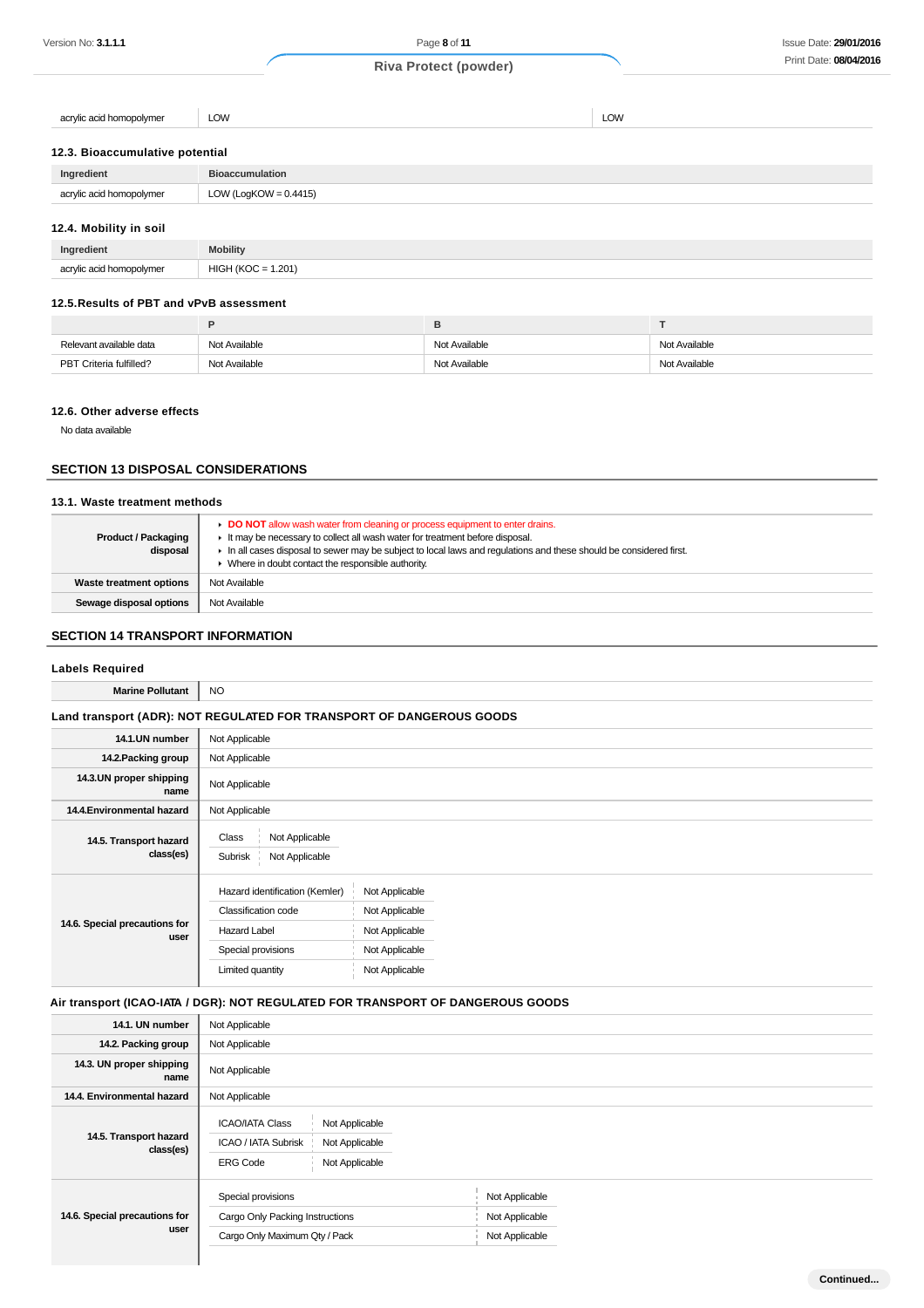| acrylic acid homopolymer | LOW | LOW |
|---|---|---|

### 12.3. Bioaccumulative potential

| Ingredient | Bioaccumulation |
|---|---|
| acrylic acid homopolymer | LOW (LogKOW = 0.4415) |

### 12.4. Mobility in soil

| Ingredient | Mobility |
|---|---|
| acrylic acid homopolymer | HIGH (KOC = 1.201) |

### 12.5.Results of PBT and vPvB assessment

| | P | B | T |
|---|---|---|---|
| Relevant available data | Not Available | Not Available | Not Available |
| PBT Criteria fulfilled? | Not Available | Not Available | Not Available |

### 12.6. Other adverse effects

No data available

## SECTION 13 DISPOSAL CONSIDERATIONS

### 13.1. Waste treatment methods

| | |
|---|---|
| **Product / Packaging disposal** | ▸ **DO NOT** allow wash water from cleaning or process equipment to enter drains.<br>▸ It may be necessary to collect all wash water for treatment before disposal.<br>▸ In all cases disposal to sewer may be subject to local laws and regulations and these should be considered first.<br>▸ Where in doubt contact the responsible authority. |
| **Waste treatment options** | Not Available |
| **Sewage disposal options** | Not Available |

## SECTION 14 TRANSPORT INFORMATION

### Labels Required

| | |
|---|---|
| **Marine Pollutant** | NO |

### Land transport (ADR): NOT REGULATED FOR TRANSPORT OF DANGEROUS GOODS

| | |
|---|---|
| **14.1.UN number** | Not Applicable |
| **14.2.Packing group** | Not Applicable |
| **14.3.UN proper shipping name** | Not Applicable |
| **14.4.Environmental hazard** | Not Applicable |
| **14.5. Transport hazard class(es)** | Class: Not Applicable<br>Subrisk: Not Applicable |
| **14.6. Special precautions for user** | Hazard identification (Kemler): Not Applicable<br>Classification code: Not Applicable<br>Hazard Label: Not Applicable<br>Special provisions: Not Applicable<br>Limited quantity: Not Applicable |

### Air transport (ICAO-IATA / DGR): NOT REGULATED FOR TRANSPORT OF DANGEROUS GOODS

| | |
|---|---|
| **14.1. UN number** | Not Applicable |
| **14.2. Packing group** | Not Applicable |
| **14.3. UN proper shipping name** | Not Applicable |
| **14.4. Environmental hazard** | Not Applicable |
| **14.5. Transport hazard class(es)** | ICAO/IATA Class: Not Applicable<br>ICAO / IATA Subrisk: Not Applicable<br>ERG Code: Not Applicable |
| **14.6. Special precautions for user** | Special provisions: Not Applicable<br>Cargo Only Packing Instructions: Not Applicable<br>Cargo Only Maximum Qty / Pack: Not Applicable |

Continued...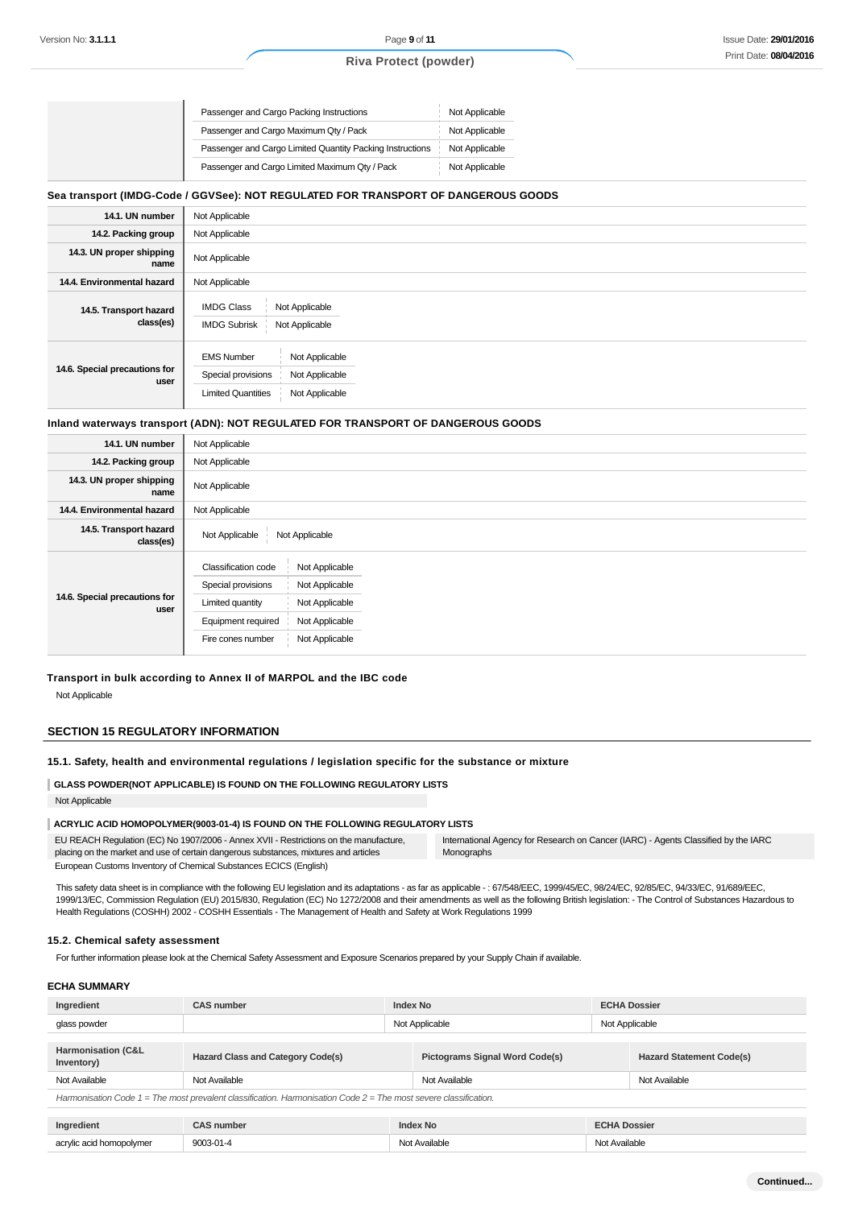| | | |
|---|---|---|
| | Passenger and Cargo Packing Instructions | Not Applicable |
| | Passenger and Cargo Maximum Qty / Pack | Not Applicable |
| | Passenger and Cargo Limited Quantity Packing Instructions | Not Applicable |
| | Passenger and Cargo Limited Maximum Qty / Pack | Not Applicable |

**Sea transport (IMDG-Code / GGVSee): NOT REGULATED FOR TRANSPORT OF DANGEROUS GOODS**

| | |
|---|---|
| **14.1. UN number** | Not Applicable |
| **14.2. Packing group** | Not Applicable |
| **14.3. UN proper shipping name** | Not Applicable |
| **14.4. Environmental hazard** | Not Applicable |
| **14.5. Transport hazard class(es)** | IMDG Class: Not Applicable<br>IMDG Subrisk: Not Applicable |
| **14.6. Special precautions for user** | EMS Number: Not Applicable<br>Special provisions: Not Applicable<br>Limited Quantities: Not Applicable |

**Inland waterways transport (ADN): NOT REGULATED FOR TRANSPORT OF DANGEROUS GOODS**

| | |
|---|---|
| **14.1. UN number** | Not Applicable |
| **14.2. Packing group** | Not Applicable |
| **14.3. UN proper shipping name** | Not Applicable |
| **14.4. Environmental hazard** | Not Applicable |
| **14.5. Transport hazard class(es)** | Not Applicable / Not Applicable |
| **14.6. Special precautions for user** | Classification code: Not Applicable<br>Special provisions: Not Applicable<br>Limited quantity: Not Applicable<br>Equipment required: Not Applicable<br>Fire cones number: Not Applicable |

**Transport in bulk according to Annex II of MARPOL and the IBC code**

Not Applicable

## SECTION 15 REGULATORY INFORMATION

### 15.1. Safety, health and environmental regulations / legislation specific for the substance or mixture

**GLASS POWDER(NOT APPLICABLE) IS FOUND ON THE FOLLOWING REGULATORY LISTS**

Not Applicable

**ACRYLIC ACID HOMOPOLYMER(9003-01-4) IS FOUND ON THE FOLLOWING REGULATORY LISTS**

| | |
|---|---|
| EU REACH Regulation (EC) No 1907/2006 - Annex XVII - Restrictions on the manufacture, placing on the market and use of certain dangerous substances, mixtures and articles | International Agency for Research on Cancer (IARC) - Agents Classified by the IARC Monographs |
| European Customs Inventory of Chemical Substances ECICS (English) | |

This safety data sheet is in compliance with the following EU legislation and its adaptations - as far as applicable - : 67/548/EEC, 1999/45/EC, 98/24/EC, 92/85/EC, 94/33/EC, 91/689/EEC, 1999/13/EC, Commission Regulation (EU) 2015/830, Regulation (EC) No 1272/2008 and their amendments as well as the following British legislation: - The Control of Substances Hazardous to Health Regulations (COSHH) 2002 - COSHH Essentials - The Management of Health and Safety at Work Regulations 1999

### 15.2. Chemical safety assessment

For further information please look at the Chemical Safety Assessment and Exposure Scenarios prepared by your Supply Chain if available.

### ECHA SUMMARY

| Ingredient | CAS number | Index No | ECHA Dossier |
|---|---|---|---|
| glass powder | | Not Applicable | Not Applicable |

| Harmonisation (C&L Inventory) | Hazard Class and Category Code(s) | Pictograms Signal Word Code(s) | Hazard Statement Code(s) |
|---|---|---|---|
| Not Available | Not Available | Not Available | Not Available |

*Harmonisation Code 1 = The most prevalent classification. Harmonisation Code 2 = The most severe classification.*

| Ingredient | CAS number | Index No | ECHA Dossier |
|---|---|---|---|
| acrylic acid homopolymer | 9003-01-4 | Not Available | Not Available |

**Continued...**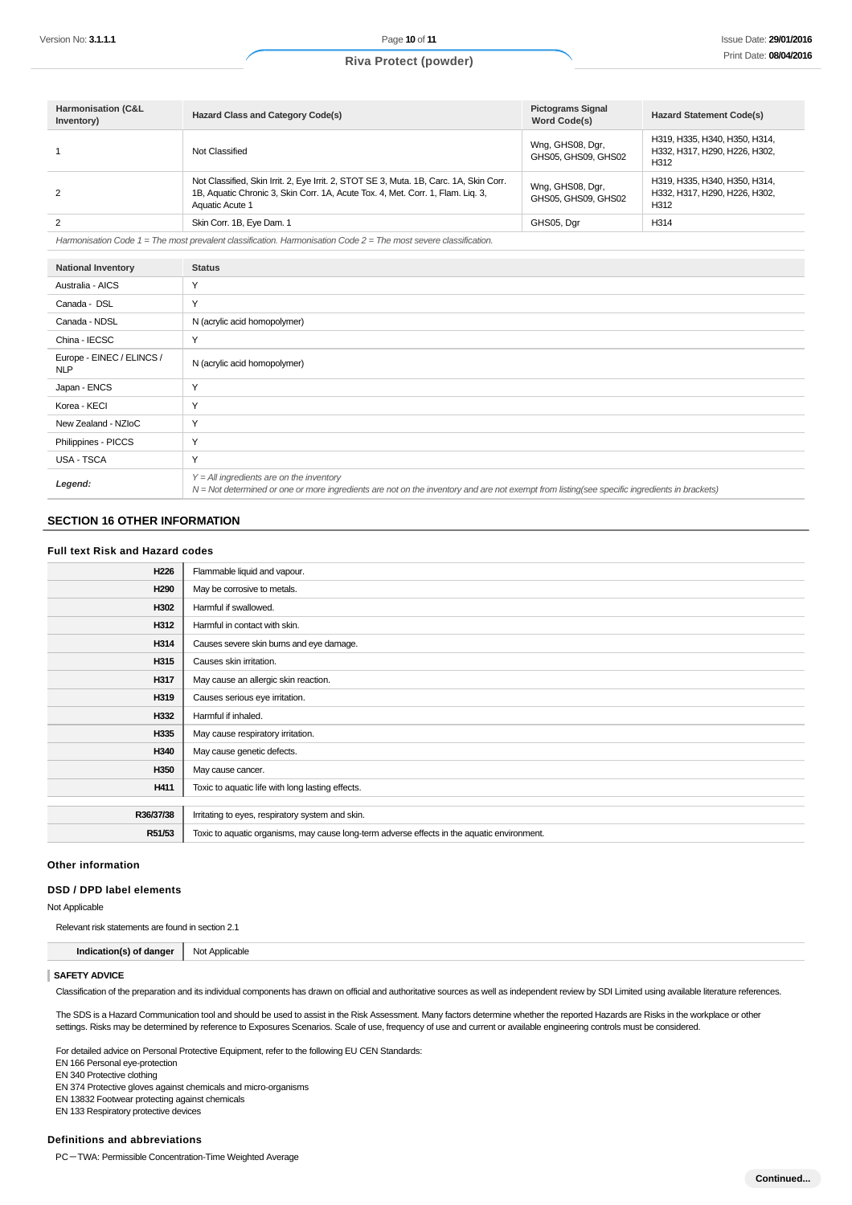| Harmonisation (C&L Inventory) | Hazard Class and Category Code(s) | Pictograms Signal Word Code(s) | Hazard Statement Code(s) |
|---|---|---|---|
| 1 | Not Classified | Wng, GHS08, Dgr, GHS05, GHS09, GHS02 | H319, H335, H340, H350, H314, H332, H317, H290, H226, H302, H312 |
| 2 | Not Classified, Skin Irrit. 2, Eye Irrit. 2, STOT SE 3, Muta. 1B, Carc. 1A, Skin Corr. 1B, Aquatic Chronic 3, Skin Corr. 1A, Acute Tox. 4, Met. Corr. 1, Flam. Liq. 3, Aquatic Acute 1 | Wng, GHS08, Dgr, GHS05, GHS09, GHS02 | H319, H335, H340, H350, H314, H332, H317, H290, H226, H302, H312 |
| 2 | Skin Corr. 1B, Eye Dam. 1 | GHS05, Dgr | H314 |

*Harmonisation Code 1 = The most prevalent classification. Harmonisation Code 2 = The most severe classification.*

| National Inventory | Status |
|---|---|
| Australia - AICS | Y |
| Canada - DSL | Y |
| Canada - NDSL | N (acrylic acid homopolymer) |
| China - IECSC | Y |
| Europe - EINEC / ELINCS / NLP | N (acrylic acid homopolymer) |
| Japan - ENCS | Y |
| Korea - KECI | Y |
| New Zealand - NZIoC | Y |
| Philippines - PICCS | Y |
| USA - TSCA | Y |
| **Legend:** | *Y = All ingredients are on the inventory*<br>*N = Not determined or one or more ingredients are not on the inventory and are not exempt from listing(see specific ingredients in brackets)* |

## SECTION 16 OTHER INFORMATION

### Full text Risk and Hazard codes

| | |
|---|---|
| **H226** | Flammable liquid and vapour. |
| **H290** | May be corrosive to metals. |
| **H302** | Harmful if swallowed. |
| **H312** | Harmful in contact with skin. |
| **H314** | Causes severe skin burns and eye damage. |
| **H315** | Causes skin irritation. |
| **H317** | May cause an allergic skin reaction. |
| **H319** | Causes serious eye irritation. |
| **H332** | Harmful if inhaled. |
| **H335** | May cause respiratory irritation. |
| **H340** | May cause genetic defects. |
| **H350** | May cause cancer. |
| **H411** | Toxic to aquatic life with long lasting effects. |
| | |
| **R36/37/38** | Irritating to eyes, respiratory system and skin. |
| **R51/53** | Toxic to aquatic organisms, may cause long-term adverse effects in the aquatic environment. |

### Other information

### DSD / DPD label elements

Not Applicable

Relevant risk statements are found in section 2.1

| **Indication(s) of danger** | Not Applicable |
|---|---|

**SAFETY ADVICE**

Classification of the preparation and its individual components has drawn on official and authoritative sources as well as independent review by SDI Limited using available literature references.

The SDS is a Hazard Communication tool and should be used to assist in the Risk Assessment. Many factors determine whether the reported Hazards are Risks in the workplace or other settings. Risks may be determined by reference to Exposures Scenarios. Scale of use, frequency of use and current or available engineering controls must be considered.

For detailed advice on Personal Protective Equipment, refer to the following EU CEN Standards:
EN 166 Personal eye-protection
EN 340 Protective clothing
EN 374 Protective gloves against chemicals and micro-organisms
EN 13832 Footwear protecting against chemicals
EN 133 Respiratory protective devices

### Definitions and abbreviations

PC－TWA: Permissible Concentration-Time Weighted Average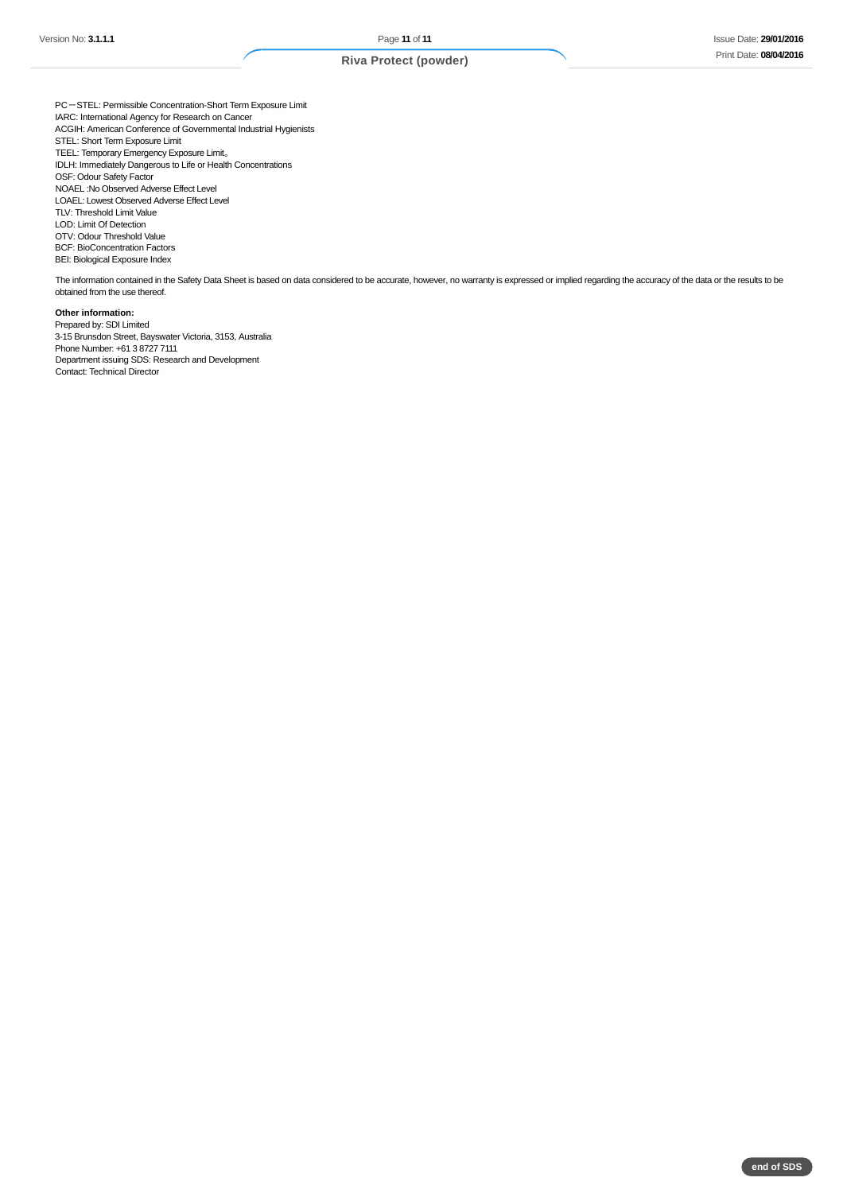PC－STEL: Permissible Concentration-Short Term Exposure Limit
IARC: International Agency for Research on Cancer
ACGIH: American Conference of Governmental Industrial Hygienists
STEL: Short Term Exposure Limit
TEEL: Temporary Emergency Exposure Limit。
IDLH: Immediately Dangerous to Life or Health Concentrations
OSF: Odour Safety Factor
NOAEL :No Observed Adverse Effect Level
LOAEL: Lowest Observed Adverse Effect Level
TLV: Threshold Limit Value
LOD: Limit Of Detection
OTV: Odour Threshold Value
BCF: BioConcentration Factors
BEI: Biological Exposure Index

The information contained in the Safety Data Sheet is based on data considered to be accurate, however, no warranty is expressed or implied regarding the accuracy of the data or the results to be obtained from the use thereof.

**Other information:**

Prepared by: SDI Limited
3-15 Brunsdon Street, Bayswater Victoria, 3153, Australia
Phone Number: +61 3 8727 7111
Department issuing SDS: Research and Development
Contact: Technical Director

end of SDS